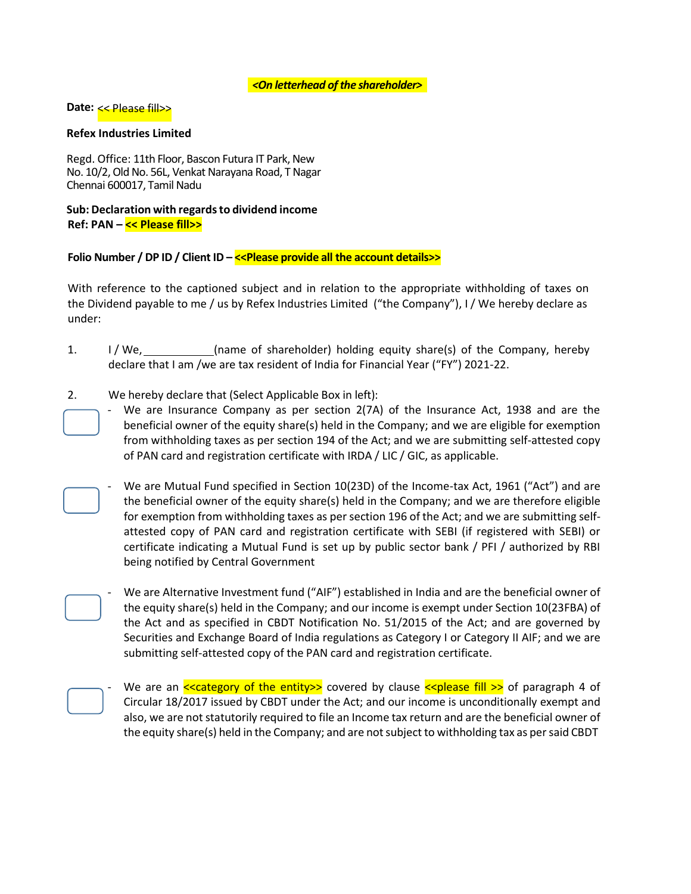*<On letterhead of the shareholder>*

**Date:** << Please fill>>

**Refex Industries Limited**

Regd. Office: 11th Floor, Bascon Futura IT Park, New No. 10/2, Old No. 56L, Venkat Narayana Road, T Nagar Chennai 600017, Tamil Nadu

**Sub: Declaration with regards to dividend income**
**Ref: PAN – << Please fill>>**

**Folio Number / DP ID / Client ID – <<Please provide all the account details>>**

With reference to the captioned subject and in relation to the appropriate withholding of taxes on the Dividend payable to me / us by Refex Industries Limited ("the Company"), I / We hereby declare as under:

1. I / We, ____________(name of shareholder) holding equity share(s) of the Company, hereby declare that I am /we are tax resident of India for Financial Year ("FY") 2021-22.

2. We hereby declare that (Select Applicable Box in left):

☐ - We are Insurance Company as per section 2(7A) of the Insurance Act, 1938 and are the beneficial owner of the equity share(s) held in the Company; and we are eligible for exemption from withholding taxes as per section 194 of the Act; and we are submitting self-attested copy of PAN card and registration certificate with IRDA / LIC / GIC, as applicable.

☐ - We are Mutual Fund specified in Section 10(23D) of the Income-tax Act, 1961 ("Act") and are the beneficial owner of the equity share(s) held in the Company; and we are therefore eligible for exemption from withholding taxes as per section 196 of the Act; and we are submitting self-attested copy of PAN card and registration certificate with SEBI (if registered with SEBI) or certificate indicating a Mutual Fund is set up by public sector bank / PFI / authorized by RBI being notified by Central Government

☐ - We are Alternative Investment fund ("AIF") established in India and are the beneficial owner of the equity share(s) held in the Company; and our income is exempt under Section 10(23FBA) of the Act and as specified in CBDT Notification No. 51/2015 of the Act; and are governed by Securities and Exchange Board of India regulations as Category I or Category II AIF; and we are submitting self-attested copy of the PAN card and registration certificate.

☐ - We are an <<category of the entity>> covered by clause <<please fill >> of paragraph 4 of Circular 18/2017 issued by CBDT under the Act; and our income is unconditionally exempt and also, we are not statutorily required to file an Income tax return and are the beneficial owner of the equity share(s) held in the Company; and are not subject to withholding tax as per said CBDT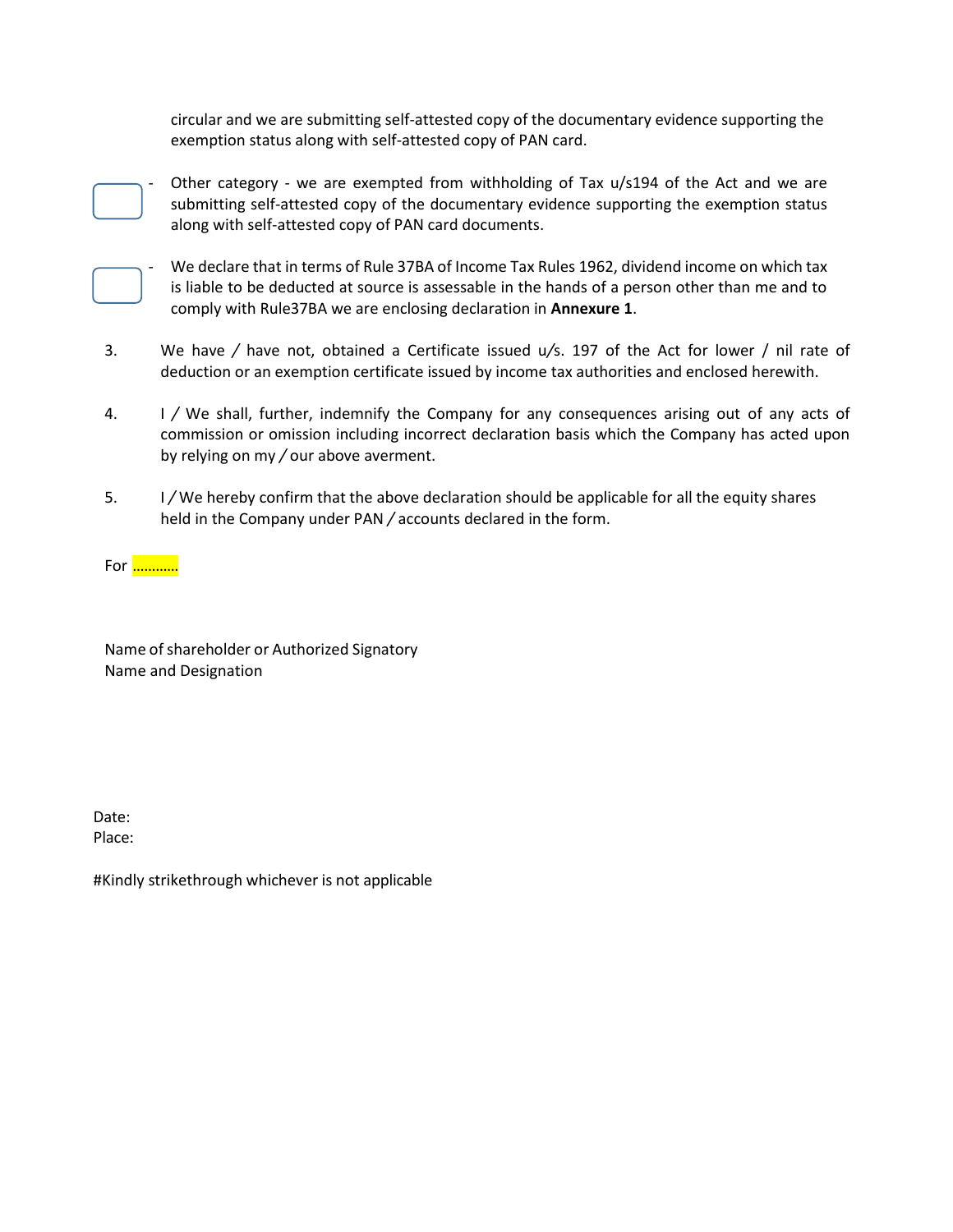circular and we are submitting self-attested copy of the documentary evidence supporting the exemption status along with self-attested copy of PAN card.

- ☐ - Other category - we are exempted from withholding of Tax u/s194 of the Act and we are submitting self-attested copy of the documentary evidence supporting the exemption status along with self-attested copy of PAN card documents.

- ☐ - We declare that in terms of Rule 37BA of Income Tax Rules 1962, dividend income on which tax is liable to be deducted at source is assessable in the hands of a person other than me and to comply with Rule37BA we are enclosing declaration in **Annexure 1**.

3. We have / have not, obtained a Certificate issued u/s. 197 of the Act for lower / nil rate of deduction or an exemption certificate issued by income tax authorities and enclosed herewith.

4. I / We shall, further, indemnify the Company for any consequences arising out of any acts of commission or omission including incorrect declaration basis which the Company has acted upon by relying on my / our above averment.

5. I / We hereby confirm that the above declaration should be applicable for all the equity shares held in the Company under PAN / accounts declared in the form.

For …………

Name of shareholder or Authorized Signatory
Name and Designation

Date:
Place:

#Kindly strikethrough whichever is not applicable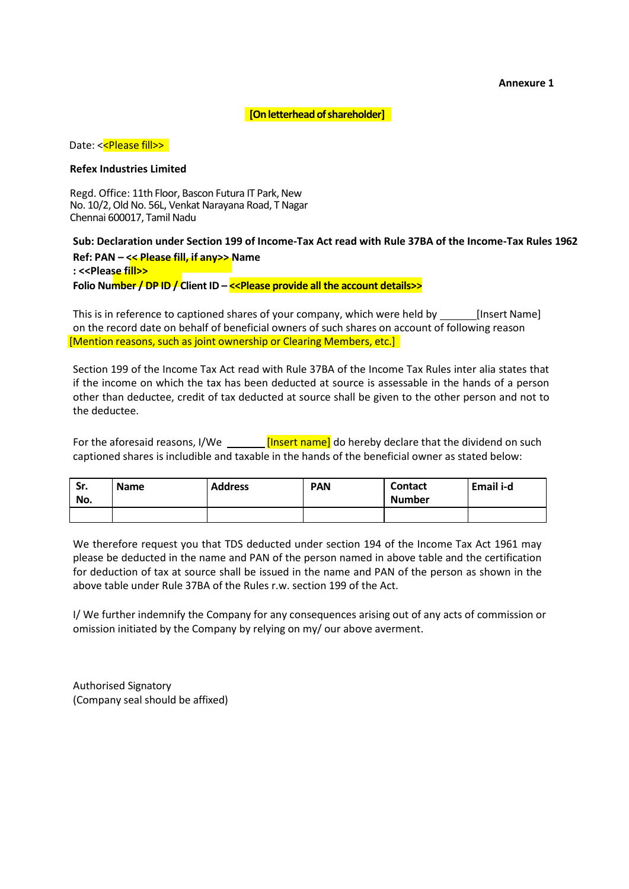**Annexure 1**

**[On letterhead of shareholder]**

Date: <<Please fill>>

**Refex Industries Limited**

Regd. Office: 11th Floor, Bascon Futura IT Park, New No. 10/2, Old No. 56L, Venkat Narayana Road, T Nagar Chennai 600017, Tamil Nadu

**Sub: Declaration under Section 199 of Income-Tax Act read with Rule 37BA of the Income-Tax Rules 1962**

**Ref: PAN – << Please fill, if any>> Name : <<Please fill>>**

**Folio Number / DP ID / Client ID – <<Please provide all the account details>>**

This is in reference to captioned shares of your company, which were held by ______[Insert Name] on the record date on behalf of beneficial owners of such shares on account of following reason [Mention reasons, such as joint ownership or Clearing Members, etc.]

Section 199 of the Income Tax Act read with Rule 37BA of the Income Tax Rules inter alia states that if the income on which the tax has been deducted at source is assessable in the hands of a person other than deductee, credit of tax deducted at source shall be given to the other person and not to the deductee.

For the aforesaid reasons, I/We ______ [Insert name] do hereby declare that the dividend on such captioned shares is includible and taxable in the hands of the beneficial owner as stated below:

| Sr. No. | Name | Address | PAN | Contact Number | Email i-d |
|---|---|---|---|---|---|
| | | | | | |

We therefore request you that TDS deducted under section 194 of the Income Tax Act 1961 may please be deducted in the name and PAN of the person named in above table and the certification for deduction of tax at source shall be issued in the name and PAN of the person as shown in the above table under Rule 37BA of the Rules r.w. section 199 of the Act.

I/ We further indemnify the Company for any consequences arising out of any acts of commission or omission initiated by the Company by relying on my/ our above averment.

Authorised Signatory
(Company seal should be affixed)